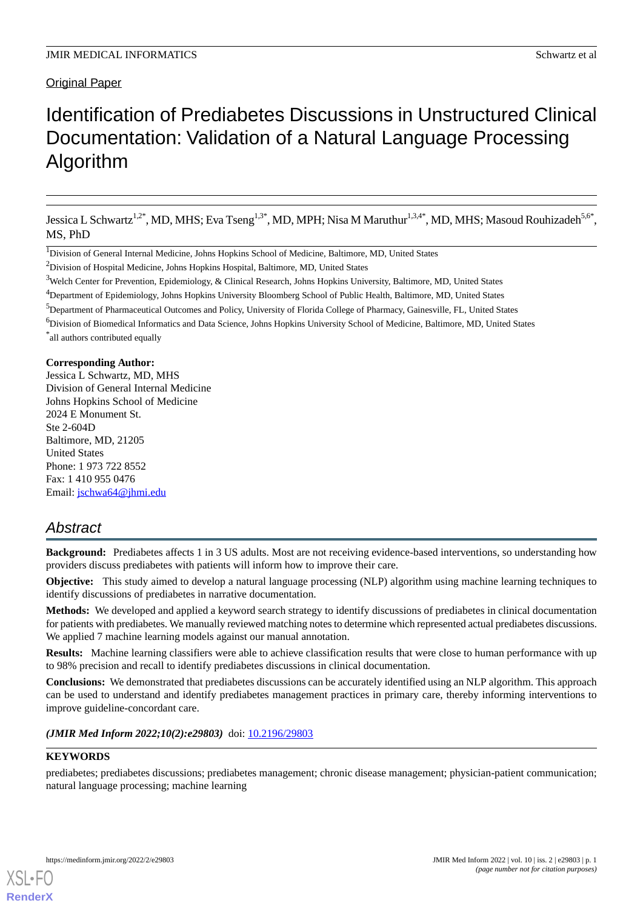Original Paper

# Identification of Prediabetes Discussions in Unstructured Clinical Documentation: Validation of a Natural Language Processing Algorithm

Jessica L Schwartz[1,2*], MD, MHS; Eva Tseng[1,3*], MD, MPH; Nisa M Maruthur[1,3,4*], MD, MHS; Masoud Rouhizadeh[5,6*], MS, PhD

[1]Division of General Internal Medicine, Johns Hopkins School of Medicine, Baltimore, MD, United States

[2]Division of Hospital Medicine, Johns Hopkins Hospital, Baltimore, MD, United States

[3]Welch Center for Prevention, Epidemiology, & Clinical Research, Johns Hopkins University, Baltimore, MD, United States

[4]Department of Epidemiology, Johns Hopkins University Bloomberg School of Public Health, Baltimore, MD, United States

[5]Department of Pharmaceutical Outcomes and Policy, University of Florida College of Pharmacy, Gainesville, FL, United States

[6]Division of Biomedical Informatics and Data Science, Johns Hopkins University School of Medicine, Baltimore, MD, United States

*all authors contributed equally

**Corresponding Author:**
Jessica L Schwartz, MD, MHS
Division of General Internal Medicine
Johns Hopkins School of Medicine
2024 E Monument St.
Ste 2-604D
Baltimore, MD, 21205
United States
Phone: 1 973 722 8552
Fax: 1 410 955 0476
Email: jschwa64@jhmi.edu

## Abstract

**Background:** Prediabetes affects 1 in 3 US adults. Most are not receiving evidence-based interventions, so understanding how providers discuss prediabetes with patients will inform how to improve their care.

**Objective:** This study aimed to develop a natural language processing (NLP) algorithm using machine learning techniques to identify discussions of prediabetes in narrative documentation.

**Methods:** We developed and applied a keyword search strategy to identify discussions of prediabetes in clinical documentation for patients with prediabetes. We manually reviewed matching notes to determine which represented actual prediabetes discussions. We applied 7 machine learning models against our manual annotation.

**Results:** Machine learning classifiers were able to achieve classification results that were close to human performance with up to 98% precision and recall to identify prediabetes discussions in clinical documentation.

**Conclusions:** We demonstrated that prediabetes discussions can be accurately identified using an NLP algorithm. This approach can be used to understand and identify prediabetes management practices in primary care, thereby informing interventions to improve guideline-concordant care.

***(JMIR Med Inform 2022;10(2):e29803)*** doi: 10.2196/29803

**KEYWORDS**

prediabetes; prediabetes discussions; prediabetes management; chronic disease management; physician-patient communication; natural language processing; machine learning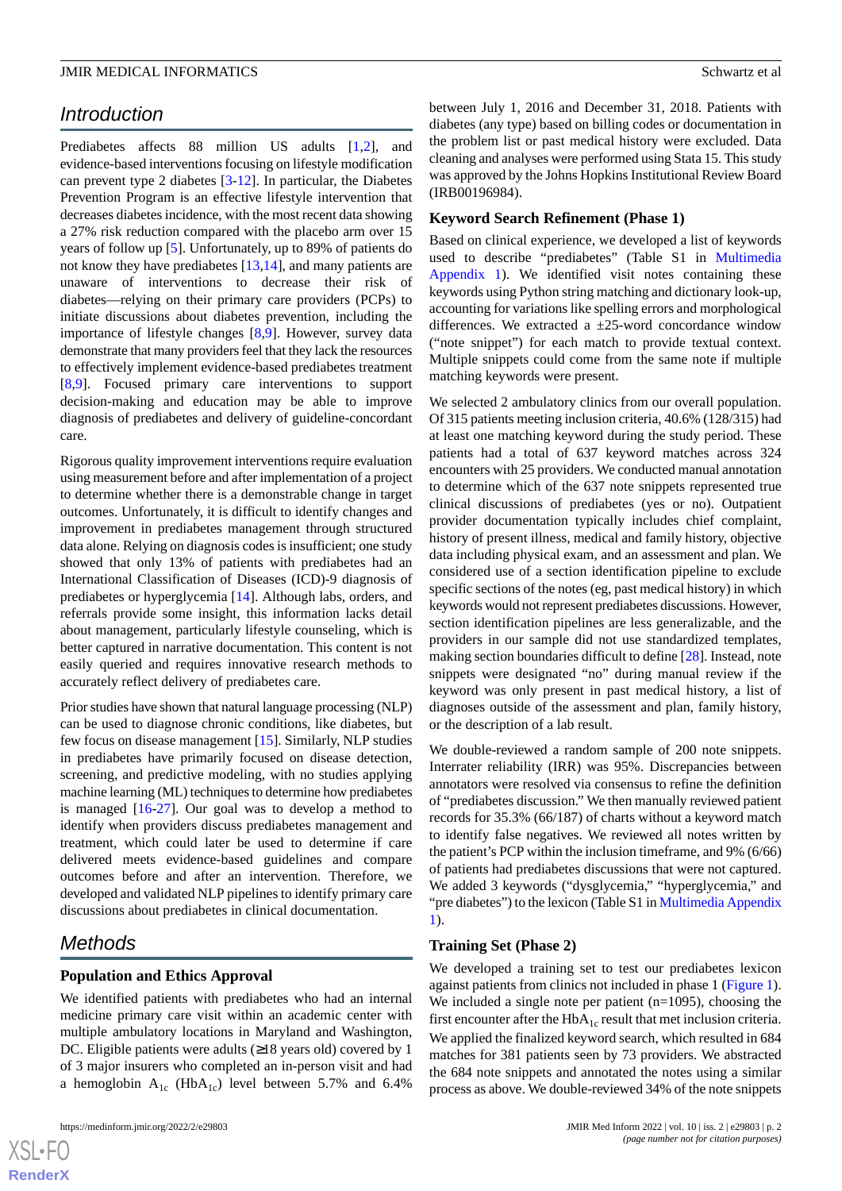## Introduction

Prediabetes affects 88 million US adults [1,2], and evidence-based interventions focusing on lifestyle modification can prevent type 2 diabetes [3-12]. In particular, the Diabetes Prevention Program is an effective lifestyle intervention that decreases diabetes incidence, with the most recent data showing a 27% risk reduction compared with the placebo arm over 15 years of follow up [5]. Unfortunately, up to 89% of patients do not know they have prediabetes [13,14], and many patients are unaware of interventions to decrease their risk of diabetes—relying on their primary care providers (PCPs) to initiate discussions about diabetes prevention, including the importance of lifestyle changes [8,9]. However, survey data demonstrate that many providers feel that they lack the resources to effectively implement evidence-based prediabetes treatment [8,9]. Focused primary care interventions to support decision-making and education may be able to improve diagnosis of prediabetes and delivery of guideline-concordant care.

Rigorous quality improvement interventions require evaluation using measurement before and after implementation of a project to determine whether there is a demonstrable change in target outcomes. Unfortunately, it is difficult to identify changes and improvement in prediabetes management through structured data alone. Relying on diagnosis codes is insufficient; one study showed that only 13% of patients with prediabetes had an International Classification of Diseases (ICD)-9 diagnosis of prediabetes or hyperglycemia [14]. Although labs, orders, and referrals provide some insight, this information lacks detail about management, particularly lifestyle counseling, which is better captured in narrative documentation. This content is not easily queried and requires innovative research methods to accurately reflect delivery of prediabetes care.

Prior studies have shown that natural language processing (NLP) can be used to diagnose chronic conditions, like diabetes, but few focus on disease management [15]. Similarly, NLP studies in prediabetes have primarily focused on disease detection, screening, and predictive modeling, with no studies applying machine learning (ML) techniques to determine how prediabetes is managed [16-27]. Our goal was to develop a method to identify when providers discuss prediabetes management and treatment, which could later be used to determine if care delivered meets evidence-based guidelines and compare outcomes before and after an intervention. Therefore, we developed and validated NLP pipelines to identify primary care discussions about prediabetes in clinical documentation.

## Methods

### Population and Ethics Approval

We identified patients with prediabetes who had an internal medicine primary care visit within an academic center with multiple ambulatory locations in Maryland and Washington, DC. Eligible patients were adults (≥18 years old) covered by 1 of 3 major insurers who completed an in-person visit and had a hemoglobin $A_{1c}$ ($HbA_{1c}$) level between 5.7% and 6.4% between July 1, 2016 and December 31, 2018. Patients with diabetes (any type) based on billing codes or documentation in the problem list or past medical history were excluded. Data cleaning and analyses were performed using Stata 15. This study was approved by the Johns Hopkins Institutional Review Board (IRB00196984).

### Keyword Search Refinement (Phase 1)

Based on clinical experience, we developed a list of keywords used to describe "prediabetes" (Table S1 in Multimedia Appendix 1). We identified visit notes containing these keywords using Python string matching and dictionary look-up, accounting for variations like spelling errors and morphological differences. We extracted a ±25-word concordance window ("note snippet") for each match to provide textual context. Multiple snippets could come from the same note if multiple matching keywords were present.

We selected 2 ambulatory clinics from our overall population. Of 315 patients meeting inclusion criteria, 40.6% (128/315) had at least one matching keyword during the study period. These patients had a total of 637 keyword matches across 324 encounters with 25 providers. We conducted manual annotation to determine which of the 637 note snippets represented true clinical discussions of prediabetes (yes or no). Outpatient provider documentation typically includes chief complaint, history of present illness, medical and family history, objective data including physical exam, and an assessment and plan. We considered use of a section identification pipeline to exclude specific sections of the notes (eg, past medical history) in which keywords would not represent prediabetes discussions. However, section identification pipelines are less generalizable, and the providers in our sample did not use standardized templates, making section boundaries difficult to define [28]. Instead, note snippets were designated "no" during manual review if the keyword was only present in past medical history, a list of diagnoses outside of the assessment and plan, family history, or the description of a lab result.

We double-reviewed a random sample of 200 note snippets. Interrater reliability (IRR) was 95%. Discrepancies between annotators were resolved via consensus to refine the definition of "prediabetes discussion." We then manually reviewed patient records for 35.3% (66/187) of charts without a keyword match to identify false negatives. We reviewed all notes written by the patient's PCP within the inclusion timeframe, and 9% (6/66) of patients had prediabetes discussions that were not captured. We added 3 keywords ("dysglycemia," "hyperglycemia," and "pre diabetes") to the lexicon (Table S1 in Multimedia Appendix 1).

### Training Set (Phase 2)

We developed a training set to test our prediabetes lexicon against patients from clinics not included in phase 1 (Figure 1). We included a single note per patient (n=1095), choosing the first encounter after the $HbA_{1c}$ result that met inclusion criteria. We applied the finalized keyword search, which resulted in 684 matches for 381 patients seen by 73 providers. We abstracted the 684 note snippets and annotated the notes using a similar process as above. We double-reviewed 34% of the note snippets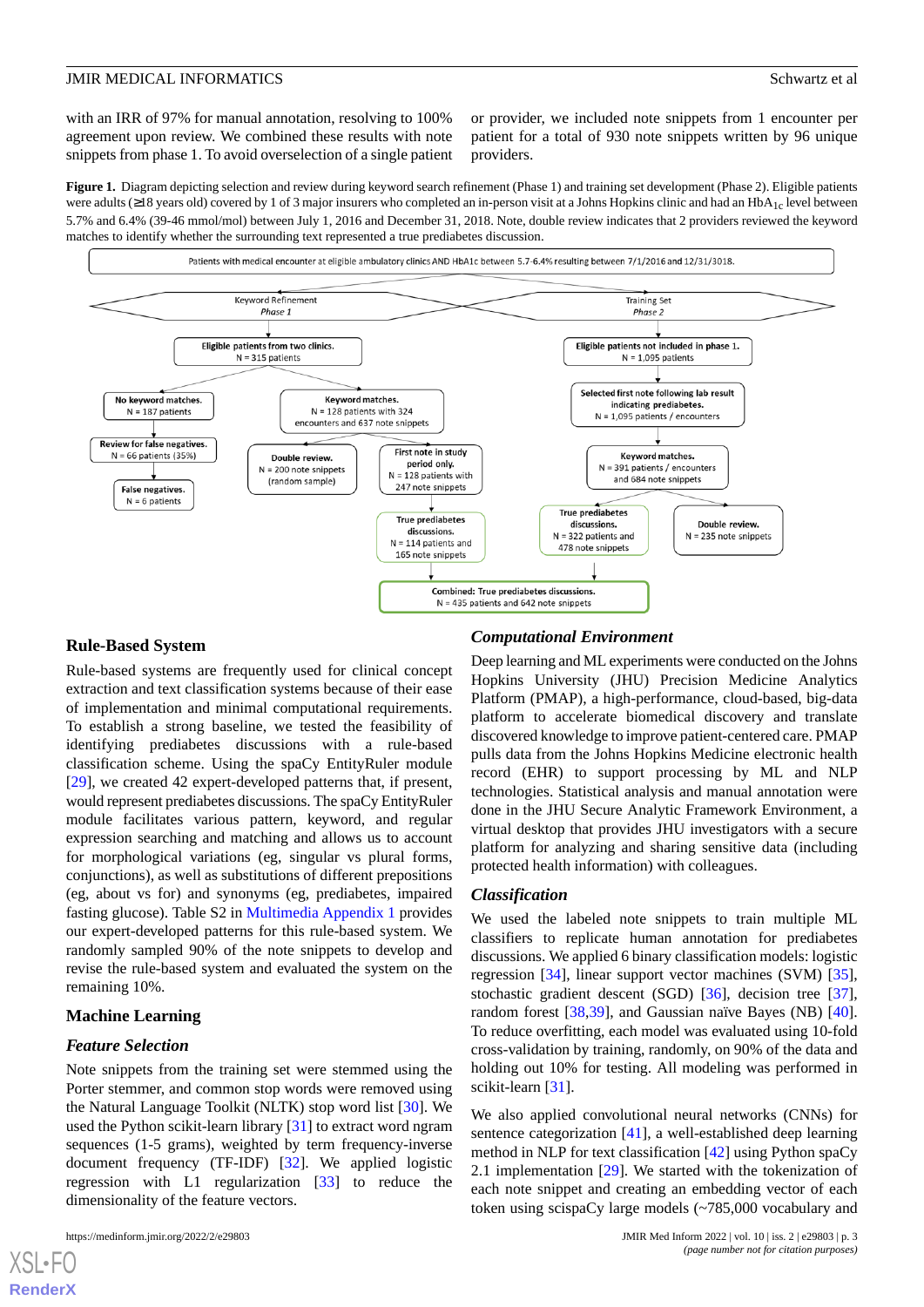with an IRR of 97% for manual annotation, resolving to 100% agreement upon review. We combined these results with note snippets from phase 1. To avoid overselection of a single patient or provider, we included note snippets from 1 encounter per patient for a total of 930 note snippets written by 96 unique providers.

**Figure 1.** Diagram depicting selection and review during keyword search refinement (Phase 1) and training set development (Phase 2). Eligible patients were adults (≥18 years old) covered by 1 of 3 major insurers who completed an in-person visit at a Johns Hopkins clinic and had an $HbA_{1c}$ level between 5.7% and 6.4% (39-46 mmol/mol) between July 1, 2016 and December 31, 2018. Note, double review indicates that 2 providers reviewed the keyword matches to identify whether the surrounding text represented a true prediabetes discussion.

Patients with medical encounter at eligible ambulatory clinics AND HbA1c between 5.7-6.4% resulting between 7/1/2016 and 12/31/3018.

Keyword Refinement
Phase 1

Training Set
Phase 2

Eligible patients from two clinics.
N = 315 patients

Eligible patients not included in phase 1.
N = 1,095 patients

No keyword matches.
N = 187 patients

Keyword matches.
N = 128 patients with 324 encounters and 637 note snippets

Selected first note following lab result indicating prediabetes.
N = 1,095 patients / encounters

Review for false negatives.
N = 66 patients (35%)

Double review.
N = 200 note snippets (random sample)

First note in study period only.
N = 128 patients with 247 note snippets

Keyword matches.
N = 391 patients / encounters and 684 note snippets

False negatives.
N = 6 patients

True prediabetes discussions.
N = 114 patients and 165 note snippets

True prediabetes discussions.
N = 322 patients and 478 note snippets

Double review.
N = 235 note snippets

Combined: True prediabetes discussions.
N = 435 patients and 642 note snippets

## Rule-Based System

Rule-based systems are frequently used for clinical concept extraction and text classification systems because of their ease of implementation and minimal computational requirements. To establish a strong baseline, we tested the feasibility of identifying prediabetes discussions with a rule-based classification scheme. Using the spaCy EntityRuler module [29], we created 42 expert-developed patterns that, if present, would represent prediabetes discussions. The spaCy EntityRuler module facilitates various pattern, keyword, and regular expression searching and matching and allows us to account for morphological variations (eg, singular vs plural forms, conjunctions), as well as substitutions of different prepositions (eg, about vs for) and synonyms (eg, prediabetes, impaired fasting glucose). Table S2 in Multimedia Appendix 1 provides our expert-developed patterns for this rule-based system. We randomly sampled 90% of the note snippets to develop and revise the rule-based system and evaluated the system on the remaining 10%.

## Machine Learning

### Feature Selection

Note snippets from the training set were stemmed using the Porter stemmer, and common stop words were removed using the Natural Language Toolkit (NLTK) stop word list [30]. We used the Python scikit-learn library [31] to extract word ngram sequences (1-5 grams), weighted by term frequency-inverse document frequency (TF-IDF) [32]. We applied logistic regression with L1 regularization [33] to reduce the dimensionality of the feature vectors.

### Computational Environment

Deep learning and ML experiments were conducted on the Johns Hopkins University (JHU) Precision Medicine Analytics Platform (PMAP), a high-performance, cloud-based, big-data platform to accelerate biomedical discovery and translate discovered knowledge to improve patient-centered care. PMAP pulls data from the Johns Hopkins Medicine electronic health record (EHR) to support processing by ML and NLP technologies. Statistical analysis and manual annotation were done in the JHU Secure Analytic Framework Environment, a virtual desktop that provides JHU investigators with a secure platform for analyzing and sharing sensitive data (including protected health information) with colleagues.

### Classification

We used the labeled note snippets to train multiple ML classifiers to replicate human annotation for prediabetes discussions. We applied 6 binary classification models: logistic regression [34], linear support vector machines (SVM) [35], stochastic gradient descent (SGD) [36], decision tree [37], random forest [38,39], and Gaussian naïve Bayes (NB) [40]. To reduce overfitting, each model was evaluated using 10-fold cross-validation by training, randomly, on 90% of the data and holding out 10% for testing. All modeling was performed in scikit-learn [31].

We also applied convolutional neural networks (CNNs) for sentence categorization [41], a well-established deep learning method in NLP for text classification [42] using Python spaCy 2.1 implementation [29]. We started with the tokenization of each note snippet and creating an embedding vector of each token using scispaCy large models (~785,000 vocabulary and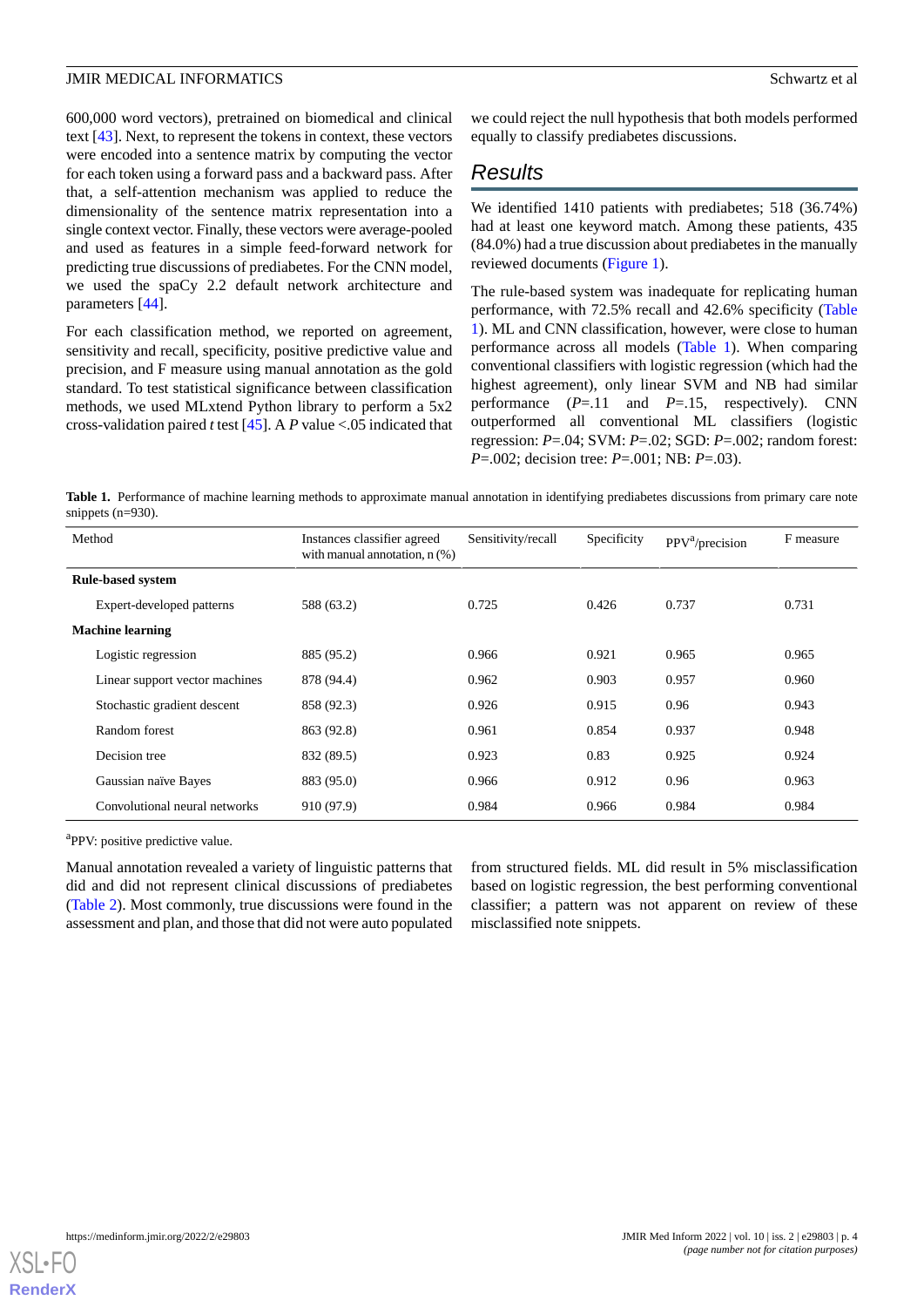600,000 word vectors), pretrained on biomedical and clinical text [43]. Next, to represent the tokens in context, these vectors were encoded into a sentence matrix by computing the vector for each token using a forward pass and a backward pass. After that, a self-attention mechanism was applied to reduce the dimensionality of the sentence matrix representation into a single context vector. Finally, these vectors were average-pooled and used as features in a simple feed-forward network for predicting true discussions of prediabetes. For the CNN model, we used the spaCy 2.2 default network architecture and parameters [44].

For each classification method, we reported on agreement, sensitivity and recall, specificity, positive predictive value and precision, and F measure using manual annotation as the gold standard. To test statistical significance between classification methods, we used MLxtend Python library to perform a 5x2 cross-validation paired *t* test [45]. A *P* value <.05 indicated that we could reject the null hypothesis that both models performed equally to classify prediabetes discussions.

## Results

We identified 1410 patients with prediabetes; 518 (36.74%) had at least one keyword match. Among these patients, 435 (84.0%) had a true discussion about prediabetes in the manually reviewed documents (Figure 1).

The rule-based system was inadequate for replicating human performance, with 72.5% recall and 42.6% specificity (Table 1). ML and CNN classification, however, were close to human performance across all models (Table 1). When comparing conventional classifiers with logistic regression (which had the highest agreement), only linear SVM and NB had similar performance (*P*=.11 and *P*=.15, respectively). CNN outperformed all conventional ML classifiers (logistic regression: *P*=.04; SVM: *P*=.02; SGD: *P*=.002; random forest: *P*=.002; decision tree: *P*=.001; NB: *P*=.03).

**Table 1.** Performance of machine learning methods to approximate manual annotation in identifying prediabetes discussions from primary care note snippets (n=930).

| Method | Instances classifier agreed with manual annotation, n (%) | Sensitivity/recall | Specificity | PPV[a]/precision | F measure |
|---|---|---|---|---|---|
| **Rule-based system** | | | | | |
| Expert-developed patterns | 588 (63.2) | 0.725 | 0.426 | 0.737 | 0.731 |
| **Machine learning** | | | | | |
| Logistic regression | 885 (95.2) | 0.966 | 0.921 | 0.965 | 0.965 |
| Linear support vector machines | 878 (94.4) | 0.962 | 0.903 | 0.957 | 0.960 |
| Stochastic gradient descent | 858 (92.3) | 0.926 | 0.915 | 0.96 | 0.943 |
| Random forest | 863 (92.8) | 0.961 | 0.854 | 0.937 | 0.948 |
| Decision tree | 832 (89.5) | 0.923 | 0.83 | 0.925 | 0.924 |
| Gaussian naïve Bayes | 883 (95.0) | 0.966 | 0.912 | 0.96 | 0.963 |
| Convolutional neural networks | 910 (97.9) | 0.984 | 0.966 | 0.984 | 0.984 |

[a]PPV: positive predictive value.

Manual annotation revealed a variety of linguistic patterns that did and did not represent clinical discussions of prediabetes (Table 2). Most commonly, true discussions were found in the assessment and plan, and those that did not were auto populated from structured fields. ML did result in 5% misclassification based on logistic regression, the best performing conventional classifier; a pattern was not apparent on review of these misclassified note snippets.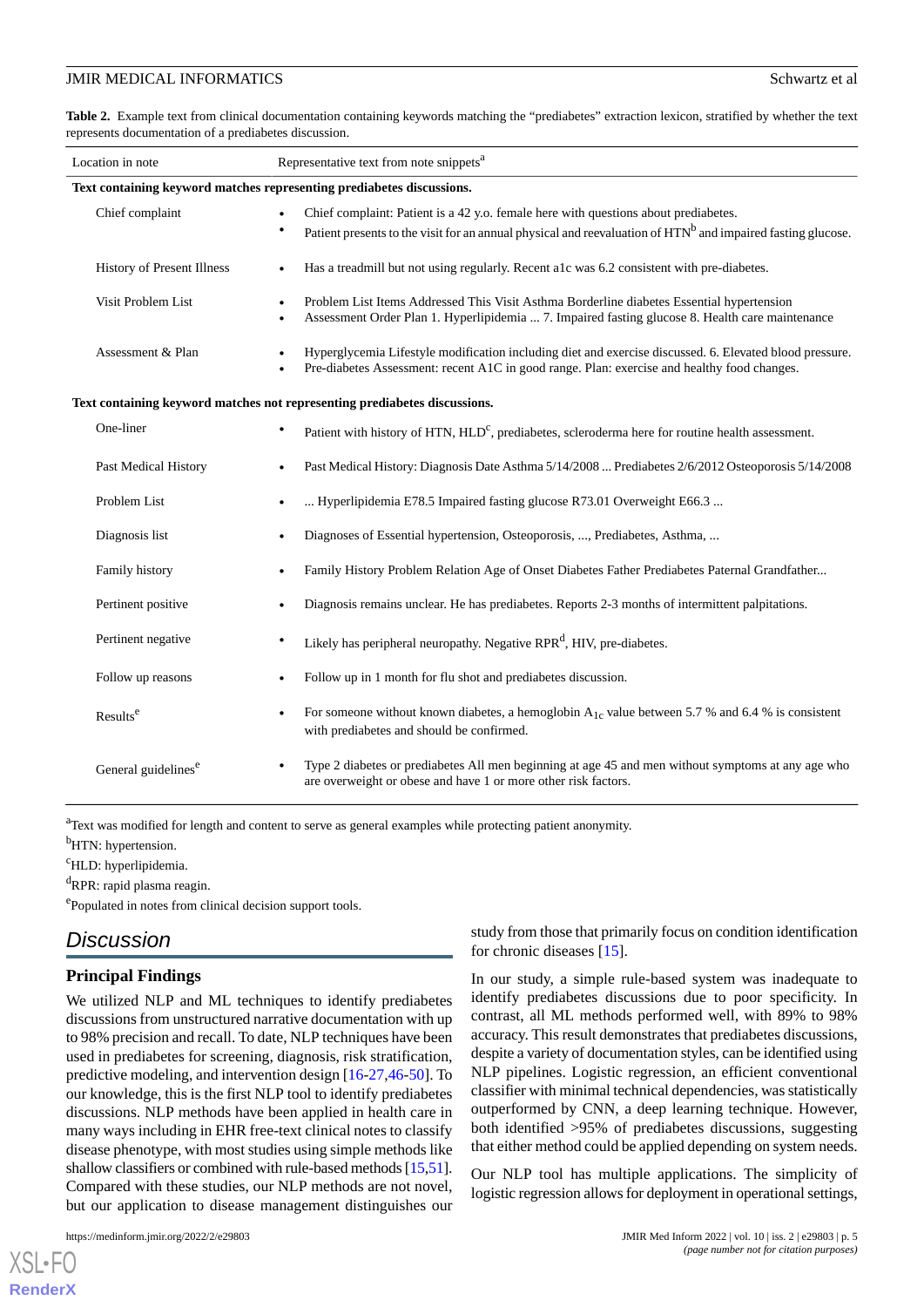**Table 2.** Example text from clinical documentation containing keywords matching the "prediabetes" extraction lexicon, stratified by whether the text represents documentation of a prediabetes discussion.

| Location in note | Representative text from note snippets[a] |
|---|---|
| **Text containing keyword matches representing prediabetes discussions.** | |
| Chief complaint | • Chief complaint: Patient is a 42 y.o. female here with questions about prediabetes. • Patient presents to the visit for an annual physical and reevaluation of HTN[b] and impaired fasting glucose. |
| History of Present Illness | • Has a treadmill but not using regularly. Recent a1c was 6.2 consistent with pre-diabetes. |
| Visit Problem List | • Problem List Items Addressed This Visit Asthma Borderline diabetes Essential hypertension • Assessment Order Plan 1. Hyperlipidemia ... 7. Impaired fasting glucose 8. Health care maintenance |
| Assessment & Plan | • Hyperglycemia Lifestyle modification including diet and exercise discussed. 6. Elevated blood pressure. • Pre-diabetes Assessment: recent A1C in good range. Plan: exercise and healthy food changes. |
| **Text containing keyword matches not representing prediabetes discussions.** | |
| One-liner | • Patient with history of HTN, HLD[c], prediabetes, scleroderma here for routine health assessment. |
| Past Medical History | • Past Medical History: Diagnosis Date Asthma 5/14/2008 ... Prediabetes 2/6/2012 Osteoporosis 5/14/2008 |
| Problem List | • ... Hyperlipidemia E78.5 Impaired fasting glucose R73.01 Overweight E66.3 ... |
| Diagnosis list | • Diagnoses of Essential hypertension, Osteoporosis, ..., Prediabetes, Asthma, ... |
| Family history | • Family History Problem Relation Age of Onset Diabetes Father Prediabetes Paternal Grandfather... |
| Pertinent positive | • Diagnosis remains unclear. He has prediabetes. Reports 2-3 months of intermittent palpitations. |
| Pertinent negative | • Likely has peripheral neuropathy. Negative RPR[d], HIV, pre-diabetes. |
| Follow up reasons | • Follow up in 1 month for flu shot and prediabetes discussion. |
| Results[e] | • For someone without known diabetes, a hemoglobin $A_{1c}$ value between 5.7 % and 6.4 % is consistent with prediabetes and should be confirmed. |
| General guidelines[e] | • Type 2 diabetes or prediabetes All men beginning at age 45 and men without symptoms at any age who are overweight or obese and have 1 or more other risk factors. |

[a]Text was modified for length and content to serve as general examples while protecting patient anonymity.

[b]HTN: hypertension.

[c]HLD: hyperlipidemia.

[d]RPR: rapid plasma reagin.

[e]Populated in notes from clinical decision support tools.

## Discussion

### Principal Findings

We utilized NLP and ML techniques to identify prediabetes discussions from unstructured narrative documentation with up to 98% precision and recall. To date, NLP techniques have been used in prediabetes research for screening, diagnosis, risk stratification, predictive modeling, and intervention design [16-27,46-50]. To our knowledge, this is the first NLP tool to identify prediabetes discussions. NLP methods have been applied in health care in many ways including in EHR free-text clinical notes to classify disease phenotype, with most studies using simple methods like shallow classifiers or combined with rule-based methods [15,51]. Compared with these studies, our NLP methods are not novel, but our application to disease management distinguishes our study from those that primarily focus on condition identification for chronic diseases [15].

In our study, a simple rule-based system was inadequate to identify prediabetes discussions due to poor specificity. In contrast, all ML methods performed well, with 89% to 98% accuracy. This result demonstrates that prediabetes discussions, despite a variety of documentation styles, can be identified using NLP pipelines. Logistic regression, an efficient conventional classifier with minimal technical dependencies, was statistically outperformed by CNN, a deep learning technique. However, both identified >95% of prediabetes discussions, suggesting that either method could be applied depending on system needs.

Our NLP tool has multiple applications. The simplicity of logistic regression allows for deployment in operational settings,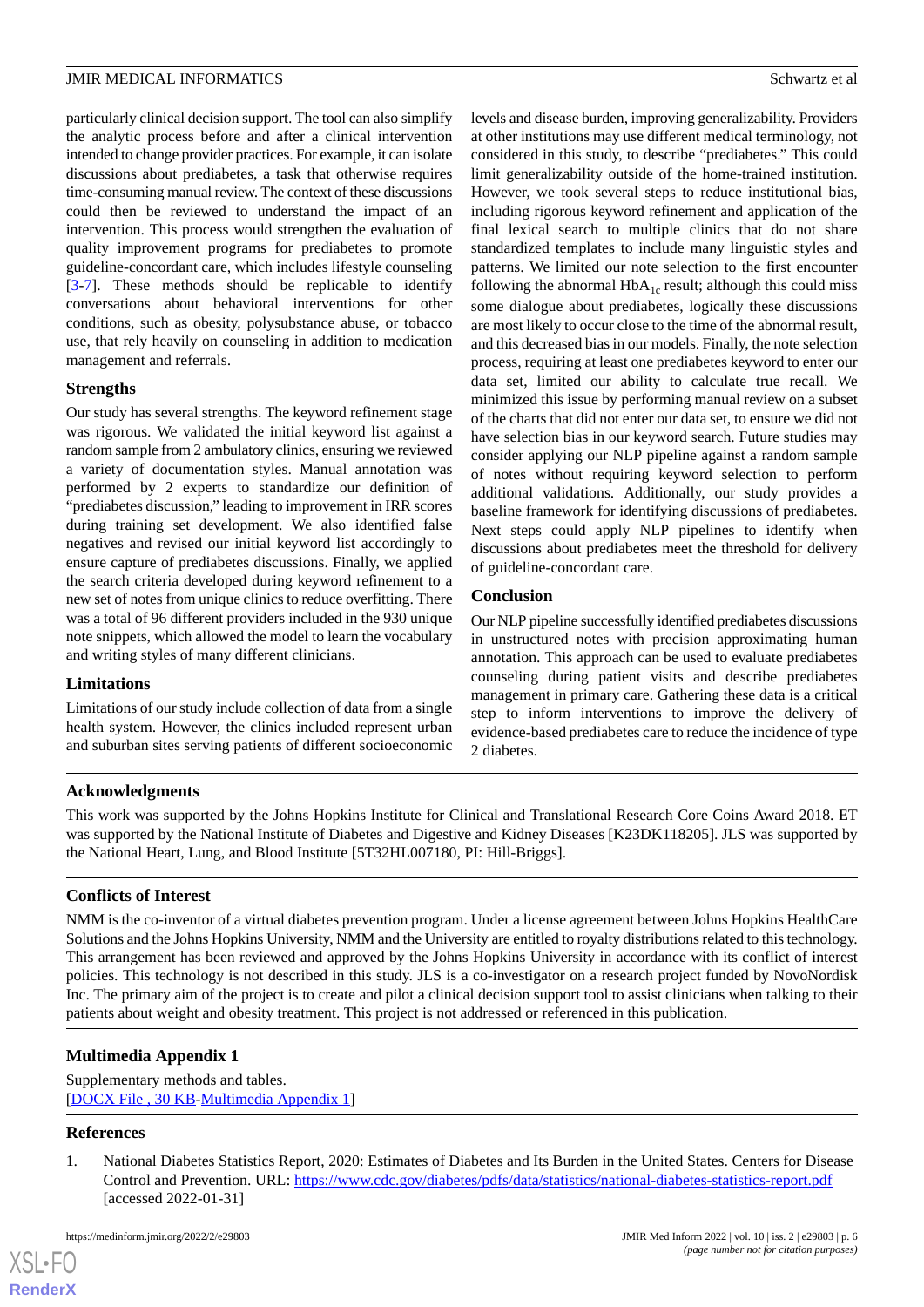particularly clinical decision support. The tool can also simplify the analytic process before and after a clinical intervention intended to change provider practices. For example, it can isolate discussions about prediabetes, a task that otherwise requires time-consuming manual review. The context of these discussions could then be reviewed to understand the impact of an intervention. This process would strengthen the evaluation of quality improvement programs for prediabetes to promote guideline-concordant care, which includes lifestyle counseling [3-7]. These methods should be replicable to identify conversations about behavioral interventions for other conditions, such as obesity, polysubstance abuse, or tobacco use, that rely heavily on counseling in addition to medication management and referrals.

### Strengths

Our study has several strengths. The keyword refinement stage was rigorous. We validated the initial keyword list against a random sample from 2 ambulatory clinics, ensuring we reviewed a variety of documentation styles. Manual annotation was performed by 2 experts to standardize our definition of "prediabetes discussion," leading to improvement in IRR scores during training set development. We also identified false negatives and revised our initial keyword list accordingly to ensure capture of prediabetes discussions. Finally, we applied the search criteria developed during keyword refinement to a new set of notes from unique clinics to reduce overfitting. There was a total of 96 different providers included in the 930 unique note snippets, which allowed the model to learn the vocabulary and writing styles of many different clinicians.

### Limitations

Limitations of our study include collection of data from a single health system. However, the clinics included represent urban and suburban sites serving patients of different socioeconomic levels and disease burden, improving generalizability. Providers at other institutions may use different medical terminology, not considered in this study, to describe "prediabetes." This could limit generalizability outside of the home-trained institution. However, we took several steps to reduce institutional bias, including rigorous keyword refinement and application of the final lexical search to multiple clinics that do not share standardized templates to include many linguistic styles and patterns. We limited our note selection to the first encounter following the abnormal $HbA_{1c}$ result; although this could miss some dialogue about prediabetes, logically these discussions are most likely to occur close to the time of the abnormal result, and this decreased bias in our models. Finally, the note selection process, requiring at least one prediabetes keyword to enter our data set, limited our ability to calculate true recall. We minimized this issue by performing manual review on a subset of the charts that did not enter our data set, to ensure we did not have selection bias in our keyword search. Future studies may consider applying our NLP pipeline against a random sample of notes without requiring keyword selection to perform additional validations. Additionally, our study provides a baseline framework for identifying discussions of prediabetes. Next steps could apply NLP pipelines to identify when discussions about prediabetes meet the threshold for delivery of guideline-concordant care.

### Conclusion

Our NLP pipeline successfully identified prediabetes discussions in unstructured notes with precision approximating human annotation. This approach can be used to evaluate prediabetes counseling during patient visits and describe prediabetes management in primary care. Gathering these data is a critical step to inform interventions to improve the delivery of evidence-based prediabetes care to reduce the incidence of type 2 diabetes.

## Acknowledgments

This work was supported by the Johns Hopkins Institute for Clinical and Translational Research Core Coins Award 2018. ET was supported by the National Institute of Diabetes and Digestive and Kidney Diseases [K23DK118205]. JLS was supported by the National Heart, Lung, and Blood Institute [5T32HL007180, PI: Hill-Briggs].

## Conflicts of Interest

NMM is the co-inventor of a virtual diabetes prevention program. Under a license agreement between Johns Hopkins HealthCare Solutions and the Johns Hopkins University, NMM and the University are entitled to royalty distributions related to this technology. This arrangement has been reviewed and approved by the Johns Hopkins University in accordance with its conflict of interest policies. This technology is not described in this study. JLS is a co-investigator on a research project funded by NovoNordisk Inc. The primary aim of the project is to create and pilot a clinical decision support tool to assist clinicians when talking to their patients about weight and obesity treatment. This project is not addressed or referenced in this publication.

## Multimedia Appendix 1

Supplementary methods and tables.
[DOCX File , 30 KB-Multimedia Appendix 1]

## References

1. National Diabetes Statistics Report, 2020: Estimates of Diabetes and Its Burden in the United States. Centers for Disease Control and Prevention. URL: https://www.cdc.gov/diabetes/pdfs/data/statistics/national-diabetes-statistics-report.pdf [accessed 2022-01-31]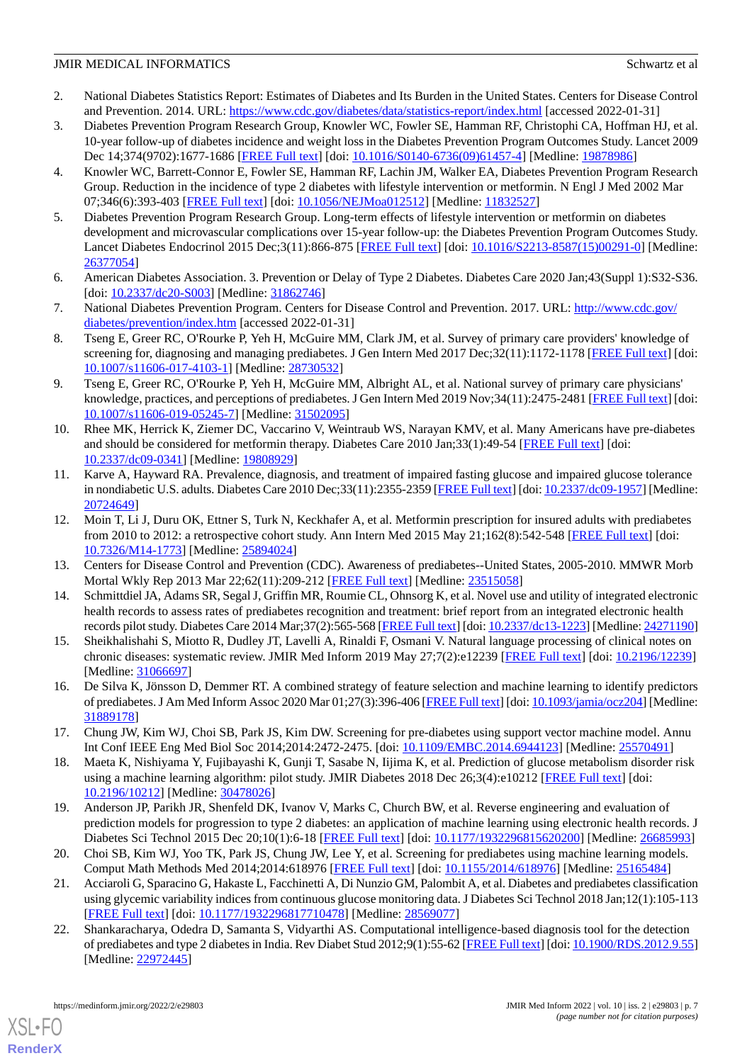2. National Diabetes Statistics Report: Estimates of Diabetes and Its Burden in the United States. Centers for Disease Control and Prevention. 2014. URL: https://www.cdc.gov/diabetes/data/statistics-report/index.html [accessed 2022-01-31]
3. Diabetes Prevention Program Research Group, Knowler WC, Fowler SE, Hamman RF, Christophi CA, Hoffman HJ, et al. 10-year follow-up of diabetes incidence and weight loss in the Diabetes Prevention Program Outcomes Study. Lancet 2009 Dec 14;374(9702):1677-1686 [FREE Full text] [doi: 10.1016/S0140-6736(09)61457-4] [Medline: 19878986]
4. Knowler WC, Barrett-Connor E, Fowler SE, Hamman RF, Lachin JM, Walker EA, Diabetes Prevention Program Research Group. Reduction in the incidence of type 2 diabetes with lifestyle intervention or metformin. N Engl J Med 2002 Mar 07;346(6):393-403 [FREE Full text] [doi: 10.1056/NEJMoa012512] [Medline: 11832527]
5. Diabetes Prevention Program Research Group. Long-term effects of lifestyle intervention or metformin on diabetes development and microvascular complications over 15-year follow-up: the Diabetes Prevention Program Outcomes Study. Lancet Diabetes Endocrinol 2015 Dec;3(11):866-875 [FREE Full text] [doi: 10.1016/S2213-8587(15)00291-0] [Medline: 26377054]
6. American Diabetes Association. 3. Prevention or Delay of Type 2 Diabetes. Diabetes Care 2020 Jan;43(Suppl 1):S32-S36. [doi: 10.2337/dc20-S003] [Medline: 31862746]
7. National Diabetes Prevention Program. Centers for Disease Control and Prevention. 2017. URL: http://www.cdc.gov/diabetes/prevention/index.htm [accessed 2022-01-31]
8. Tseng E, Greer RC, O'Rourke P, Yeh H, McGuire MM, Clark JM, et al. Survey of primary care providers' knowledge of screening for, diagnosing and managing prediabetes. J Gen Intern Med 2017 Dec;32(11):1172-1178 [FREE Full text] [doi: 10.1007/s11606-017-4103-1] [Medline: 28730532]
9. Tseng E, Greer RC, O'Rourke P, Yeh H, McGuire MM, Albright AL, et al. National survey of primary care physicians' knowledge, practices, and perceptions of prediabetes. J Gen Intern Med 2019 Nov;34(11):2475-2481 [FREE Full text] [doi: 10.1007/s11606-019-05245-7] [Medline: 31502095]
10. Rhee MK, Herrick K, Ziemer DC, Vaccarino V, Weintraub WS, Narayan KMV, et al. Many Americans have pre-diabetes and should be considered for metformin therapy. Diabetes Care 2010 Jan;33(1):49-54 [FREE Full text] [doi: 10.2337/dc09-0341] [Medline: 19808929]
11. Karve A, Hayward RA. Prevalence, diagnosis, and treatment of impaired fasting glucose and impaired glucose tolerance in nondiabetic U.S. adults. Diabetes Care 2010 Dec;33(11):2355-2359 [FREE Full text] [doi: 10.2337/dc09-1957] [Medline: 20724649]
12. Moin T, Li J, Duru OK, Ettner S, Turk N, Keckhafer A, et al. Metformin prescription for insured adults with prediabetes from 2010 to 2012: a retrospective cohort study. Ann Intern Med 2015 May 21;162(8):542-548 [FREE Full text] [doi: 10.7326/M14-1773] [Medline: 25894024]
13. Centers for Disease Control and Prevention (CDC). Awareness of prediabetes--United States, 2005-2010. MMWR Morb Mortal Wkly Rep 2013 Mar 22;62(11):209-212 [FREE Full text] [Medline: 23515058]
14. Schmittdiel JA, Adams SR, Segal J, Griffin MR, Roumie CL, Ohnsorg K, et al. Novel use and utility of integrated electronic health records to assess rates of prediabetes recognition and treatment: brief report from an integrated electronic health records pilot study. Diabetes Care 2014 Mar;37(2):565-568 [FREE Full text] [doi: 10.2337/dc13-1223] [Medline: 24271190]
15. Sheikhalishahi S, Miotto R, Dudley JT, Lavelli A, Rinaldi F, Osmani V. Natural language processing of clinical notes on chronic diseases: systematic review. JMIR Med Inform 2019 May 27;7(2):e12239 [FREE Full text] [doi: 10.2196/12239] [Medline: 31066697]
16. De Silva K, Jönsson D, Demmer RT. A combined strategy of feature selection and machine learning to identify predictors of prediabetes. J Am Med Inform Assoc 2020 Mar 01;27(3):396-406 [FREE Full text] [doi: 10.1093/jamia/ocz204] [Medline: 31889178]
17. Chung JW, Kim WJ, Choi SB, Park JS, Kim DW. Screening for pre-diabetes using support vector machine model. Annu Int Conf IEEE Eng Med Biol Soc 2014;2014:2472-2475. [doi: 10.1109/EMBC.2014.6944123] [Medline: 25570491]
18. Maeta K, Nishiyama Y, Fujibayashi K, Gunji T, Sasabe N, Iijima K, et al. Prediction of glucose metabolism disorder risk using a machine learning algorithm: pilot study. JMIR Diabetes 2018 Dec 26;3(4):e10212 [FREE Full text] [doi: 10.2196/10212] [Medline: 30478026]
19. Anderson JP, Parikh JR, Shenfeld DK, Ivanov V, Marks C, Church BW, et al. Reverse engineering and evaluation of prediction models for progression to type 2 diabetes: an application of machine learning using electronic health records. J Diabetes Sci Technol 2015 Dec 20;10(1):6-18 [FREE Full text] [doi: 10.1177/1932296815620200] [Medline: 26685993]
20. Choi SB, Kim WJ, Yoo TK, Park JS, Chung JW, Lee Y, et al. Screening for prediabetes using machine learning models. Comput Math Methods Med 2014;2014:618976 [FREE Full text] [doi: 10.1155/2014/618976] [Medline: 25165484]
21. Acciaroli G, Sparacino G, Hakaste L, Facchinetti A, Di Nunzio GM, Palombit A, et al. Diabetes and prediabetes classification using glycemic variability indices from continuous glucose monitoring data. J Diabetes Sci Technol 2018 Jan;12(1):105-113 [FREE Full text] [doi: 10.1177/1932296817710478] [Medline: 28569077]
22. Shankaracharya, Odedra D, Samanta S, Vidyarthi AS. Computational intelligence-based diagnosis tool for the detection of prediabetes and type 2 diabetes in India. Rev Diabet Stud 2012;9(1):55-62 [FREE Full text] [doi: 10.1900/RDS.2012.9.55] [Medline: 22972445]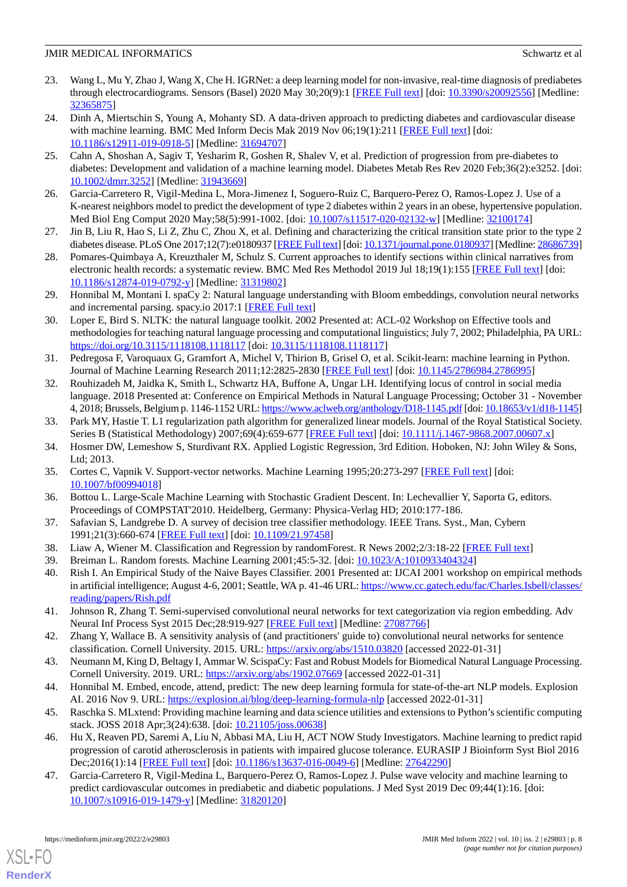23. Wang L, Mu Y, Zhao J, Wang X, Che H. IGRNet: a deep learning model for non-invasive, real-time diagnosis of prediabetes through electrocardiograms. Sensors (Basel) 2020 May 30;20(9):1 [FREE Full text] [doi: 10.3390/s20092556] [Medline: 32365875]
24. Dinh A, Miertschin S, Young A, Mohanty SD. A data-driven approach to predicting diabetes and cardiovascular disease with machine learning. BMC Med Inform Decis Mak 2019 Nov 06;19(1):211 [FREE Full text] [doi: 10.1186/s12911-019-0918-5] [Medline: 31694707]
25. Cahn A, Shoshan A, Sagiv T, Yesharim R, Goshen R, Shalev V, et al. Prediction of progression from pre-diabetes to diabetes: Development and validation of a machine learning model. Diabetes Metab Res Rev 2020 Feb;36(2):e3252. [doi: 10.1002/dmrr.3252] [Medline: 31943669]
26. Garcia-Carretero R, Vigil-Medina L, Mora-Jimenez I, Soguero-Ruiz C, Barquero-Perez O, Ramos-Lopez J. Use of a K-nearest neighbors model to predict the development of type 2 diabetes within 2 years in an obese, hypertensive population. Med Biol Eng Comput 2020 May;58(5):991-1002. [doi: 10.1007/s11517-020-02132-w] [Medline: 32100174]
27. Jin B, Liu R, Hao S, Li Z, Zhu C, Zhou X, et al. Defining and characterizing the critical transition state prior to the type 2 diabetes disease. PLoS One 2017;12(7):e0180937 [FREE Full text] [doi: 10.1371/journal.pone.0180937] [Medline: 28686739]
28. Pomares-Quimbaya A, Kreuzthaler M, Schulz S. Current approaches to identify sections within clinical narratives from electronic health records: a systematic review. BMC Med Res Methodol 2019 Jul 18;19(1):155 [FREE Full text] [doi: 10.1186/s12874-019-0792-y] [Medline: 31319802]
29. Honnibal M, Montani I. spaCy 2: Natural language understanding with Bloom embeddings, convolution neural networks and incremental parsing. spacy.io 2017:1 [FREE Full text]
30. Loper E, Bird S. NLTK: the natural language toolkit. 2002 Presented at: ACL-02 Workshop on Effective tools and methodologies for teaching natural language processing and computational linguistics; July 7, 2002; Philadelphia, PA URL: https://doi.org/10.3115/1118108.1118117 [doi: 10.3115/1118108.1118117]
31. Pedregosa F, Varoquaux G, Gramfort A, Michel V, Thirion B, Grisel O, et al. Scikit-learn: machine learning in Python. Journal of Machine Learning Research 2011;12:2825-2830 [FREE Full text] [doi: 10.1145/2786984.2786995]
32. Rouhizadeh M, Jaidka K, Smith L, Schwartz HA, Buffone A, Ungar LH. Identifying locus of control in social media language. 2018 Presented at: Conference on Empirical Methods in Natural Language Processing; October 31 - November 4, 2018; Brussels, Belgium p. 1146-1152 URL: https://www.aclweb.org/anthology/D18-1145.pdf [doi: 10.18653/v1/d18-1145]
33. Park MY, Hastie T. L1 regularization path algorithm for generalized linear models. Journal of the Royal Statistical Society. Series B (Statistical Methodology) 2007;69(4):659-677 [FREE Full text] [doi: 10.1111/j.1467-9868.2007.00607.x]
34. Hosmer DW, Lemeshow S, Sturdivant RX. Applied Logistic Regression, 3rd Edition. Hoboken, NJ: John Wiley & Sons, Ltd; 2013.
35. Cortes C, Vapnik V. Support-vector networks. Machine Learning 1995;20:273-297 [FREE Full text] [doi: 10.1007/bf00994018]
36. Bottou L. Large-Scale Machine Learning with Stochastic Gradient Descent. In: Lechevallier Y, Saporta G, editors. Proceedings of COMPSTAT'2010. Heidelberg, Germany: Physica-Verlag HD; 2010:177-186.
37. Safavian S, Landgrebe D. A survey of decision tree classifier methodology. IEEE Trans. Syst., Man, Cybern 1991;21(3):660-674 [FREE Full text] [doi: 10.1109/21.97458]
38. Liaw A, Wiener M. Classification and Regression by randomForest. R News 2002;2/3:18-22 [FREE Full text]
39. Breiman L. Random forests. Machine Learning 2001;45:5-32. [doi: 10.1023/A:1010933404324]
40. Rish I. An Empirical Study of the Naive Bayes Classifier. 2001 Presented at: IJCAI 2001 workshop on empirical methods in artificial intelligence; August 4-6, 2001; Seattle, WA p. 41-46 URL: https://www.cc.gatech.edu/fac/Charles.Isbell/classes/reading/papers/Rish.pdf
41. Johnson R, Zhang T. Semi-supervised convolutional neural networks for text categorization via region embedding. Adv Neural Inf Process Syst 2015 Dec;28:919-927 [FREE Full text] [Medline: 27087766]
42. Zhang Y, Wallace B. A sensitivity analysis of (and practitioners' guide to) convolutional neural networks for sentence classification. Cornell University. 2015. URL: https://arxiv.org/abs/1510.03820 [accessed 2022-01-31]
43. Neumann M, King D, Beltagy I, Ammar W. ScispaCy: Fast and Robust Models for Biomedical Natural Language Processing. Cornell University. 2019. URL: https://arxiv.org/abs/1902.07669 [accessed 2022-01-31]
44. Honnibal M. Embed, encode, attend, predict: The new deep learning formula for state-of-the-art NLP models. Explosion AI. 2016 Nov 9. URL: https://explosion.ai/blog/deep-learning-formula-nlp [accessed 2022-01-31]
45. Raschka S. MLxtend: Providing machine learning and data science utilities and extensions to Python's scientific computing stack. JOSS 2018 Apr;3(24):638. [doi: 10.21105/joss.00638]
46. Hu X, Reaven PD, Saremi A, Liu N, Abbasi MA, Liu H, ACT NOW Study Investigators. Machine learning to predict rapid progression of carotid atherosclerosis in patients with impaired glucose tolerance. EURASIP J Bioinform Syst Biol 2016 Dec;2016(1):14 [FREE Full text] [doi: 10.1186/s13637-016-0049-6] [Medline: 27642290]
47. Garcia-Carretero R, Vigil-Medina L, Barquero-Perez O, Ramos-Lopez J. Pulse wave velocity and machine learning to predict cardiovascular outcomes in prediabetic and diabetic populations. J Med Syst 2019 Dec 09;44(1):16. [doi: 10.1007/s10916-019-1479-y] [Medline: 31820120]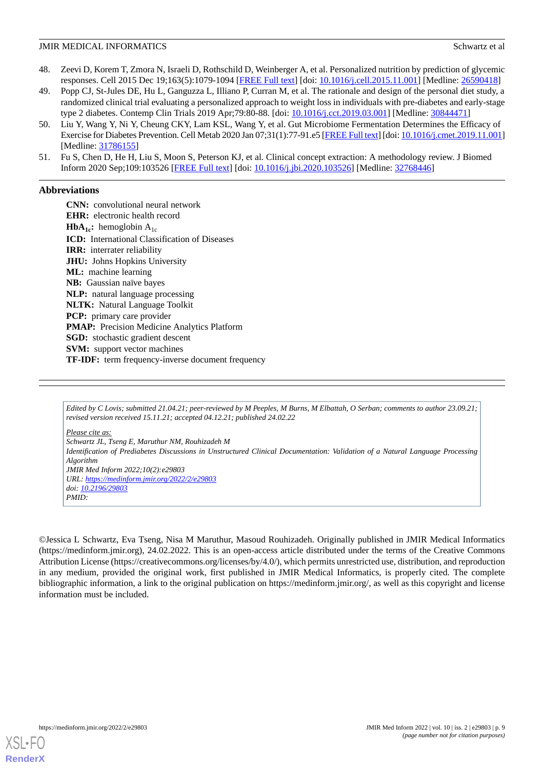48. Zeevi D, Korem T, Zmora N, Israeli D, Rothschild D, Weinberger A, et al. Personalized nutrition by prediction of glycemic responses. Cell 2015 Dec 19;163(5):1079-1094 [FREE Full text] [doi: 10.1016/j.cell.2015.11.001] [Medline: 26590418]
49. Popp CJ, St-Jules DE, Hu L, Ganguzza L, Illiano P, Curran M, et al. The rationale and design of the personal diet study, a randomized clinical trial evaluating a personalized approach to weight loss in individuals with pre-diabetes and early-stage type 2 diabetes. Contemp Clin Trials 2019 Apr;79:80-88. [doi: 10.1016/j.cct.2019.03.001] [Medline: 30844471]
50. Liu Y, Wang Y, Ni Y, Cheung CKY, Lam KSL, Wang Y, et al. Gut Microbiome Fermentation Determines the Efficacy of Exercise for Diabetes Prevention. Cell Metab 2020 Jan 07;31(1):77-91.e5 [FREE Full text] [doi: 10.1016/j.cmet.2019.11.001] [Medline: 31786155]
51. Fu S, Chen D, He H, Liu S, Moon S, Peterson KJ, et al. Clinical concept extraction: A methodology review. J Biomed Inform 2020 Sep;109:103526 [FREE Full text] [doi: 10.1016/j.jbi.2020.103526] [Medline: 32768446]

## Abbreviations

**CNN:** convolutional neural network
**EHR:** electronic health record
**$HbA_{1c}$:** hemoglobin $A_{1c}$
**ICD:** International Classification of Diseases
**IRR:** interrater reliability
**JHU:** Johns Hopkins University
**ML:** machine learning
**NB:** Gaussian naïve bayes
**NLP:** natural language processing
**NLTK:** Natural Language Toolkit
**PCP:** primary care provider
**PMAP:** Precision Medicine Analytics Platform
**SGD:** stochastic gradient descent
**SVM:** support vector machines
**TF-IDF:** term frequency-inverse document frequency

---

*Edited by C Lovis; submitted 21.04.21; peer-reviewed by M Peeples, M Burns, M Elbattah, O Serban; comments to author 23.09.21; revised version received 15.11.21; accepted 04.12.21; published 24.02.22*

*Please cite as:*
*Schwartz JL, Tseng E, Maruthur NM, Rouhizadeh M*
*Identification of Prediabetes Discussions in Unstructured Clinical Documentation: Validation of a Natural Language Processing Algorithm*
*JMIR Med Inform 2022;10(2):e29803*
*URL: https://medinform.jmir.org/2022/2/e29803*
*doi: 10.2196/29803*
*PMID:*

©Jessica L Schwartz, Eva Tseng, Nisa M Maruthur, Masoud Rouhizadeh. Originally published in JMIR Medical Informatics (https://medinform.jmir.org), 24.02.2022. This is an open-access article distributed under the terms of the Creative Commons Attribution License (https://creativecommons.org/licenses/by/4.0/), which permits unrestricted use, distribution, and reproduction in any medium, provided the original work, first published in JMIR Medical Informatics, is properly cited. The complete bibliographic information, a link to the original publication on https://medinform.jmir.org/, as well as this copyright and license information must be included.